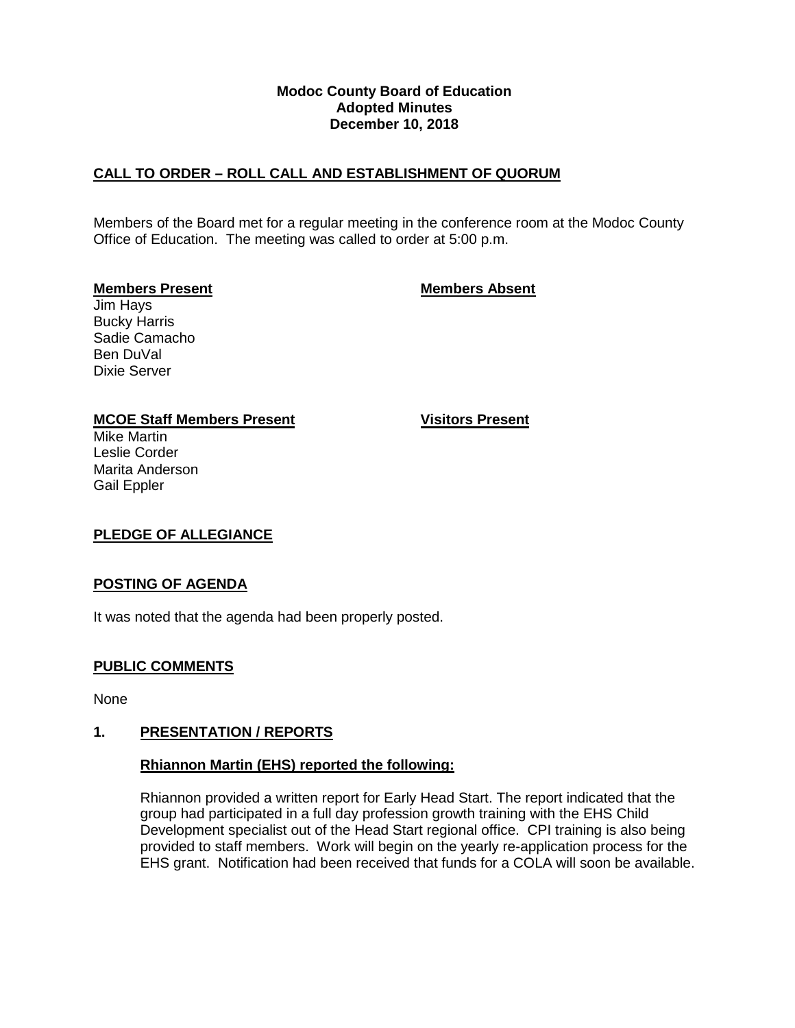# Modoc County Board of Education
## Adopted Minutes
### December 10, 2018

## CALL TO ORDER – ROLL CALL AND ESTABLISHMENT OF QUORUM

Members of the Board met for a regular meeting in the conference room at the Modoc County Office of Education. The meeting was called to order at 5:00 p.m.

**Members Present**

Jim Hays
Bucky Harris
Sadie Camacho
Ben DuVal
Dixie Server

**Members Absent**

**MCOE Staff Members Present**

Mike Martin
Leslie Corder
Marita Anderson
Gail Eppler

**Visitors Present**

## PLEDGE OF ALLEGIANCE

## POSTING OF AGENDA

It was noted that the agenda had been properly posted.

## PUBLIC COMMENTS

None

## 1. PRESENTATION / REPORTS

### Rhiannon Martin (EHS) reported the following:

Rhiannon provided a written report for Early Head Start. The report indicated that the group had participated in a full day profession growth training with the EHS Child Development specialist out of the Head Start regional office. CPI training is also being provided to staff members. Work will begin on the yearly re-application process for the EHS grant. Notification had been received that funds for a COLA will soon be available.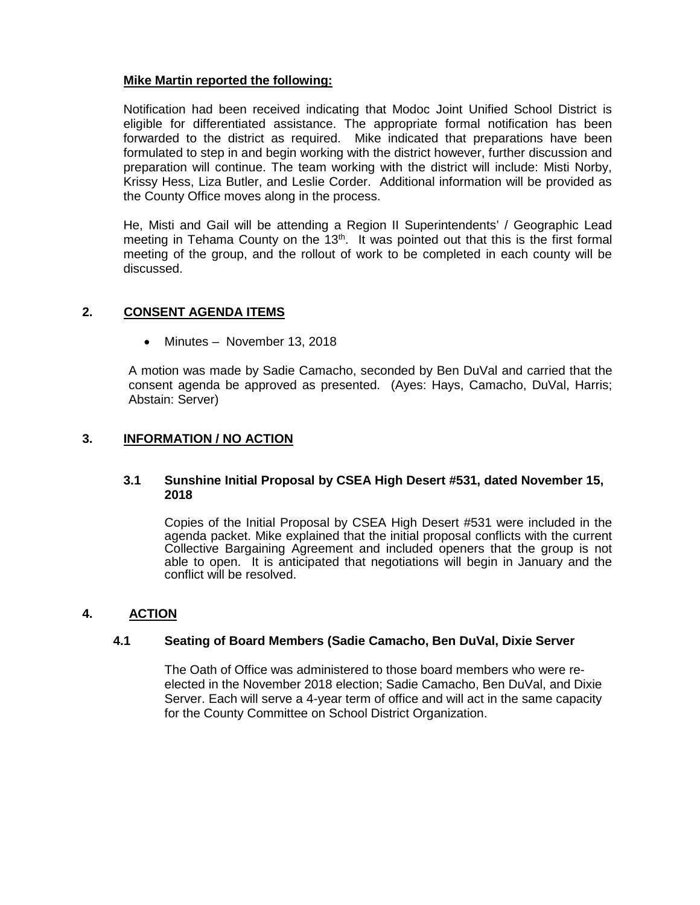**Mike Martin reported the following:**

Notification had been received indicating that Modoc Joint Unified School District is eligible for differentiated assistance. The appropriate formal notification has been forwarded to the district as required. Mike indicated that preparations have been formulated to step in and begin working with the district however, further discussion and preparation will continue. The team working with the district will include: Misti Norby, Krissy Hess, Liza Butler, and Leslie Corder. Additional information will be provided as the County Office moves along in the process.

He, Misti and Gail will be attending a Region II Superintendents' / Geographic Lead meeting in Tehama County on the 13th. It was pointed out that this is the first formal meeting of the group, and the rollout of work to be completed in each county will be discussed.

## 2. CONSENT AGENDA ITEMS

- Minutes – November 13, 2018

A motion was made by Sadie Camacho, seconded by Ben DuVal and carried that the consent agenda be approved as presented. (Ayes: Hays, Camacho, DuVal, Harris; Abstain: Server)

## 3. INFORMATION / NO ACTION

### 3.1 Sunshine Initial Proposal by CSEA High Desert #531, dated November 15, 2018

Copies of the Initial Proposal by CSEA High Desert #531 were included in the agenda packet. Mike explained that the initial proposal conflicts with the current Collective Bargaining Agreement and included openers that the group is not able to open. It is anticipated that negotiations will begin in January and the conflict will be resolved.

## 4. ACTION

### 4.1 Seating of Board Members (Sadie Camacho, Ben DuVal, Dixie Server

The Oath of Office was administered to those board members who were re-elected in the November 2018 election; Sadie Camacho, Ben DuVal, and Dixie Server. Each will serve a 4-year term of office and will act in the same capacity for the County Committee on School District Organization.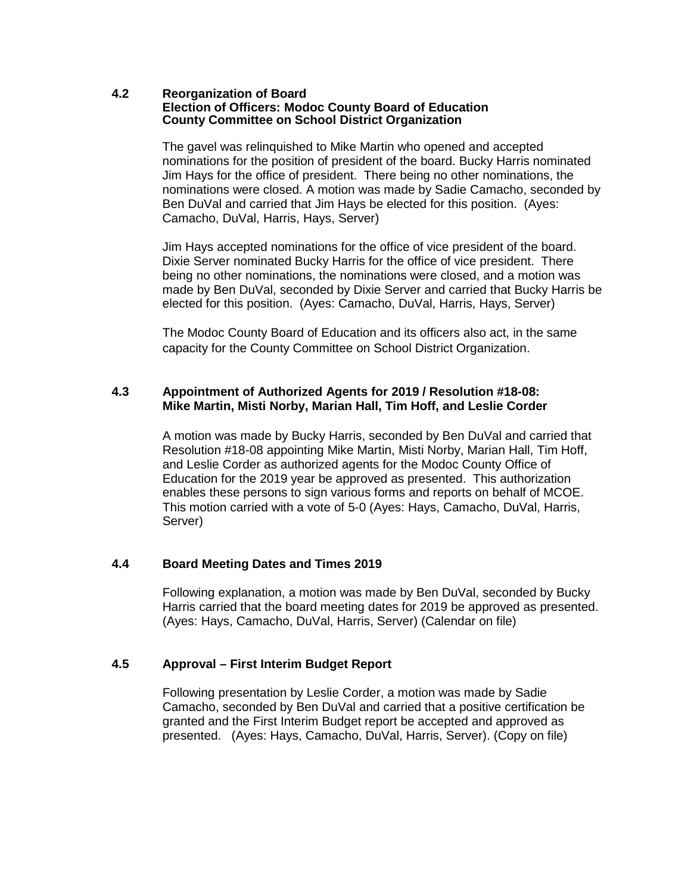### 4.2 Reorganization of Board
**Election of Officers: Modoc County Board of Education**
**County Committee on School District Organization**

The gavel was relinquished to Mike Martin who opened and accepted nominations for the position of president of the board. Bucky Harris nominated Jim Hays for the office of president. There being no other nominations, the nominations were closed. A motion was made by Sadie Camacho, seconded by Ben DuVal and carried that Jim Hays be elected for this position. (Ayes: Camacho, DuVal, Harris, Hays, Server)

Jim Hays accepted nominations for the office of vice president of the board. Dixie Server nominated Bucky Harris for the office of vice president. There being no other nominations, the nominations were closed, and a motion was made by Ben DuVal, seconded by Dixie Server and carried that Bucky Harris be elected for this position. (Ayes: Camacho, DuVal, Harris, Hays, Server)

The Modoc County Board of Education and its officers also act, in the same capacity for the County Committee on School District Organization.

### 4.3 Appointment of Authorized Agents for 2019 / Resolution #18-08: Mike Martin, Misti Norby, Marian Hall, Tim Hoff, and Leslie Corder

A motion was made by Bucky Harris, seconded by Ben DuVal and carried that Resolution #18-08 appointing Mike Martin, Misti Norby, Marian Hall, Tim Hoff, and Leslie Corder as authorized agents for the Modoc County Office of Education for the 2019 year be approved as presented. This authorization enables these persons to sign various forms and reports on behalf of MCOE. This motion carried with a vote of 5-0 (Ayes: Hays, Camacho, DuVal, Harris, Server)

### 4.4 Board Meeting Dates and Times 2019

Following explanation, a motion was made by Ben DuVal, seconded by Bucky Harris carried that the board meeting dates for 2019 be approved as presented. (Ayes: Hays, Camacho, DuVal, Harris, Server) (Calendar on file)

### 4.5 Approval – First Interim Budget Report

Following presentation by Leslie Corder, a motion was made by Sadie Camacho, seconded by Ben DuVal and carried that a positive certification be granted and the First Interim Budget report be accepted and approved as presented. (Ayes: Hays, Camacho, DuVal, Harris, Server). (Copy on file)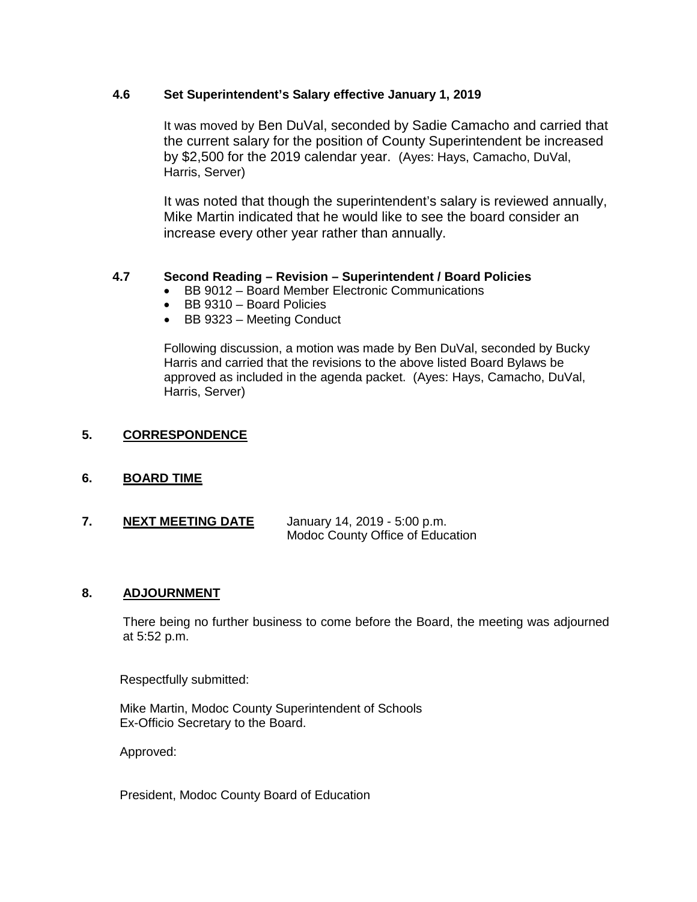**4.6 Set Superintendent's Salary effective January 1, 2019**

It was moved by Ben DuVal, seconded by Sadie Camacho and carried that the current salary for the position of County Superintendent be increased by $2,500 for the 2019 calendar year. (Ayes: Hays, Camacho, DuVal, Harris, Server)

It was noted that though the superintendent's salary is reviewed annually, Mike Martin indicated that he would like to see the board consider an increase every other year rather than annually.

**4.7 Second Reading – Revision – Superintendent / Board Policies**

- BB 9012 – Board Member Electronic Communications
- BB 9310 – Board Policies
- BB 9323 – Meeting Conduct

Following discussion, a motion was made by Ben DuVal, seconded by Bucky Harris and carried that the revisions to the above listed Board Bylaws be approved as included in the agenda packet. (Ayes: Hays, Camacho, DuVal, Harris, Server)

**5. <u>CORRESPONDENCE</u>**

**6. <u>BOARD TIME</u>**

**7. <u>NEXT MEETING DATE</u>** January 14, 2019 - 5:00 p.m.
Modoc County Office of Education

**8. <u>ADJOURNMENT</u>**

There being no further business to come before the Board, the meeting was adjourned at 5:52 p.m.

Respectfully submitted:

Mike Martin, Modoc County Superintendent of Schools
Ex-Officio Secretary to the Board.

Approved:

President, Modoc County Board of Education